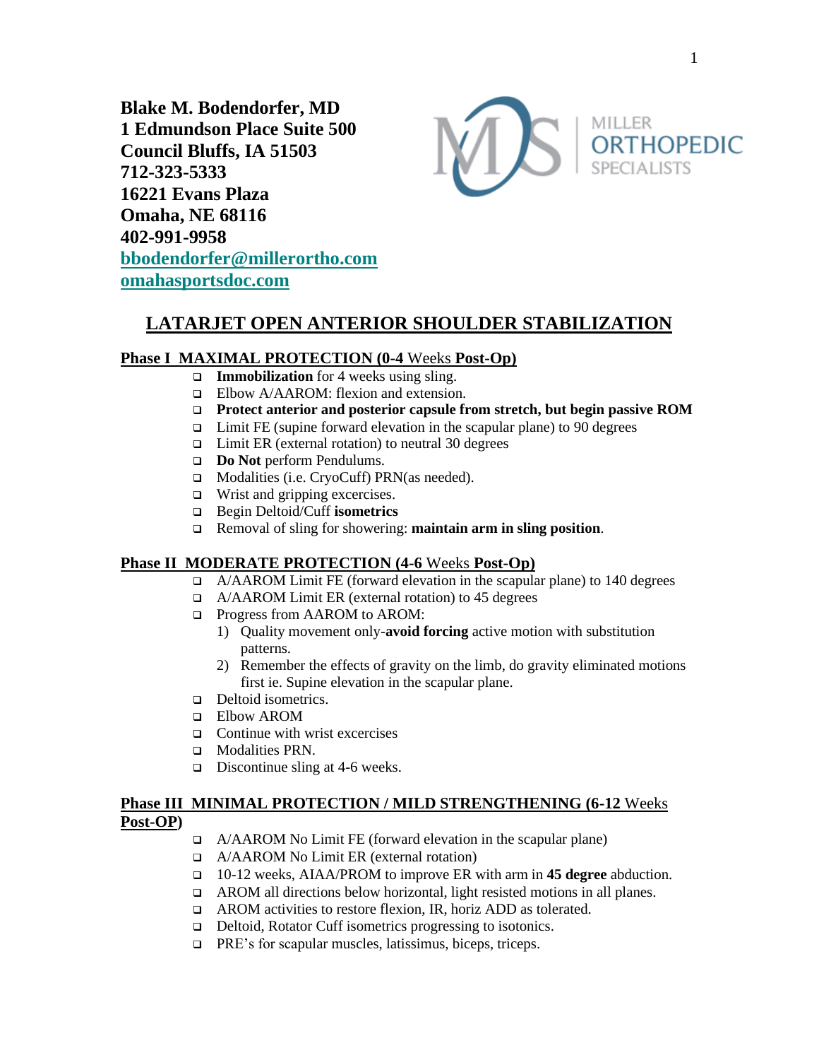**Blake M. Bodendorfer, MD**
**1 Edmundson Place Suite 500**
**Council Bluffs, IA 51503**
**712-323-5333**
**16221 Evans Plaza**
**Omaha, NE 68116**
**402-991-9958**
**bbodendorfer@millerortho.com**
**omahasportsdoc.com**

MILLER ORTHOPEDIC SPECIALISTS

# LATARJET OPEN ANTERIOR SHOULDER STABILIZATION

## Phase I MAXIMAL PROTECTION (0-4 Weeks Post-Op)

- **Immobilization** for 4 weeks using sling.
- Elbow A/AAROM: flexion and extension.
- **Protect anterior and posterior capsule from stretch, but begin passive ROM**
- Limit FE (supine forward elevation in the scapular plane) to 90 degrees
- Limit ER (external rotation) to neutral 30 degrees
- **Do Not** perform Pendulums.
- Modalities (i.e. CryoCuff) PRN(as needed).
- Wrist and gripping excercises.
- Begin Deltoid/Cuff **isometrics**
- Removal of sling for showering: **maintain arm in sling position**.

## Phase II MODERATE PROTECTION (4-6 Weeks Post-Op)

- A/AAROM Limit FE (forward elevation in the scapular plane) to 140 degrees
- A/AAROM Limit ER (external rotation) to 45 degrees
- Progress from AAROM to AROM:
  1) Quality movement only-**avoid forcing** active motion with substitution patterns.
  2) Remember the effects of gravity on the limb, do gravity eliminated motions first ie. Supine elevation in the scapular plane.
- Deltoid isometrics.
- Elbow AROM
- Continue with wrist excercises
- Modalities PRN.
- Discontinue sling at 4-6 weeks.

## Phase III MINIMAL PROTECTION / MILD STRENGTHENING (6-12 Weeks Post-OP)

- A/AAROM No Limit FE (forward elevation in the scapular plane)
- A/AAROM No Limit ER (external rotation)
- 10-12 weeks, AIAA/PROM to improve ER with arm in **45 degree** abduction.
- AROM all directions below horizontal, light resisted motions in all planes.
- AROM activities to restore flexion, IR, horiz ADD as tolerated.
- Deltoid, Rotator Cuff isometrics progressing to isotonics.
- PRE's for scapular muscles, latissimus, biceps, triceps.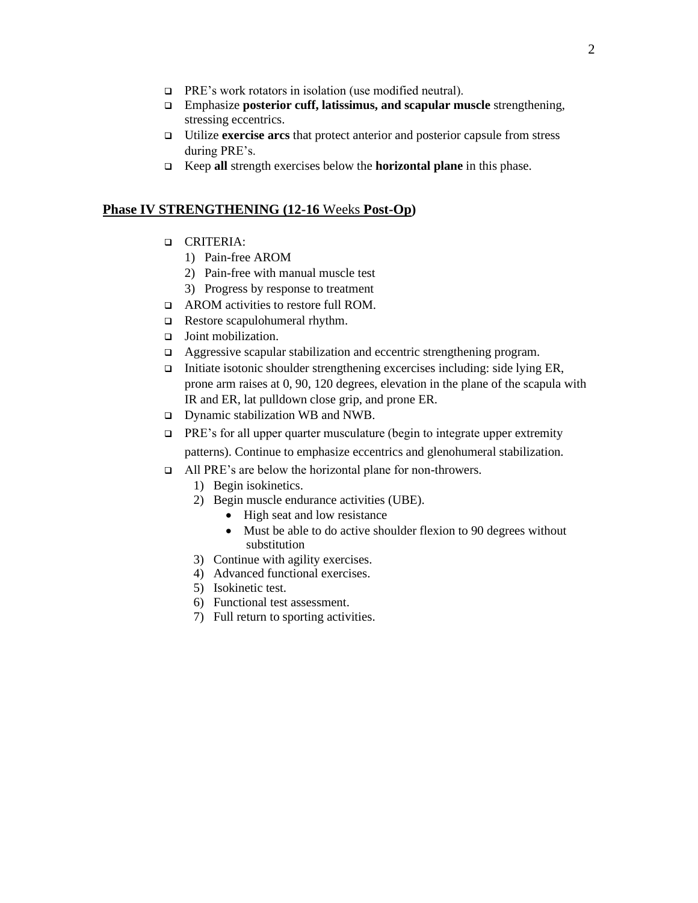- PRE's work rotators in isolation (use modified neutral).
- Emphasize **posterior cuff, latissimus, and scapular muscle** strengthening, stressing eccentrics.
- Utilize **exercise arcs** that protect anterior and posterior capsule from stress during PRE's.
- Keep **all** strength exercises below the **horizontal plane** in this phase.

## **Phase IV STRENGTHENING (12-16** Weeks **Post-Op)**

- CRITERIA:
  1) Pain-free AROM
  2) Pain-free with manual muscle test
  3) Progress by response to treatment
- AROM activities to restore full ROM.
- Restore scapulohumeral rhythm.
- Joint mobilization.
- Aggressive scapular stabilization and eccentric strengthening program.
- Initiate isotonic shoulder strengthening excercises including: side lying ER, prone arm raises at 0, 90, 120 degrees, elevation in the plane of the scapula with IR and ER, lat pulldown close grip, and prone ER.
- Dynamic stabilization WB and NWB.
- PRE's for all upper quarter musculature (begin to integrate upper extremity patterns). Continue to emphasize eccentrics and glenohumeral stabilization.
- All PRE's are below the horizontal plane for non-throwers.
  1) Begin isokinetics.
  2) Begin muscle endurance activities (UBE).
     - High seat and low resistance
     - Must be able to do active shoulder flexion to 90 degrees without substitution
  3) Continue with agility exercises.
  4) Advanced functional exercises.
  5) Isokinetic test.
  6) Functional test assessment.
  7) Full return to sporting activities.